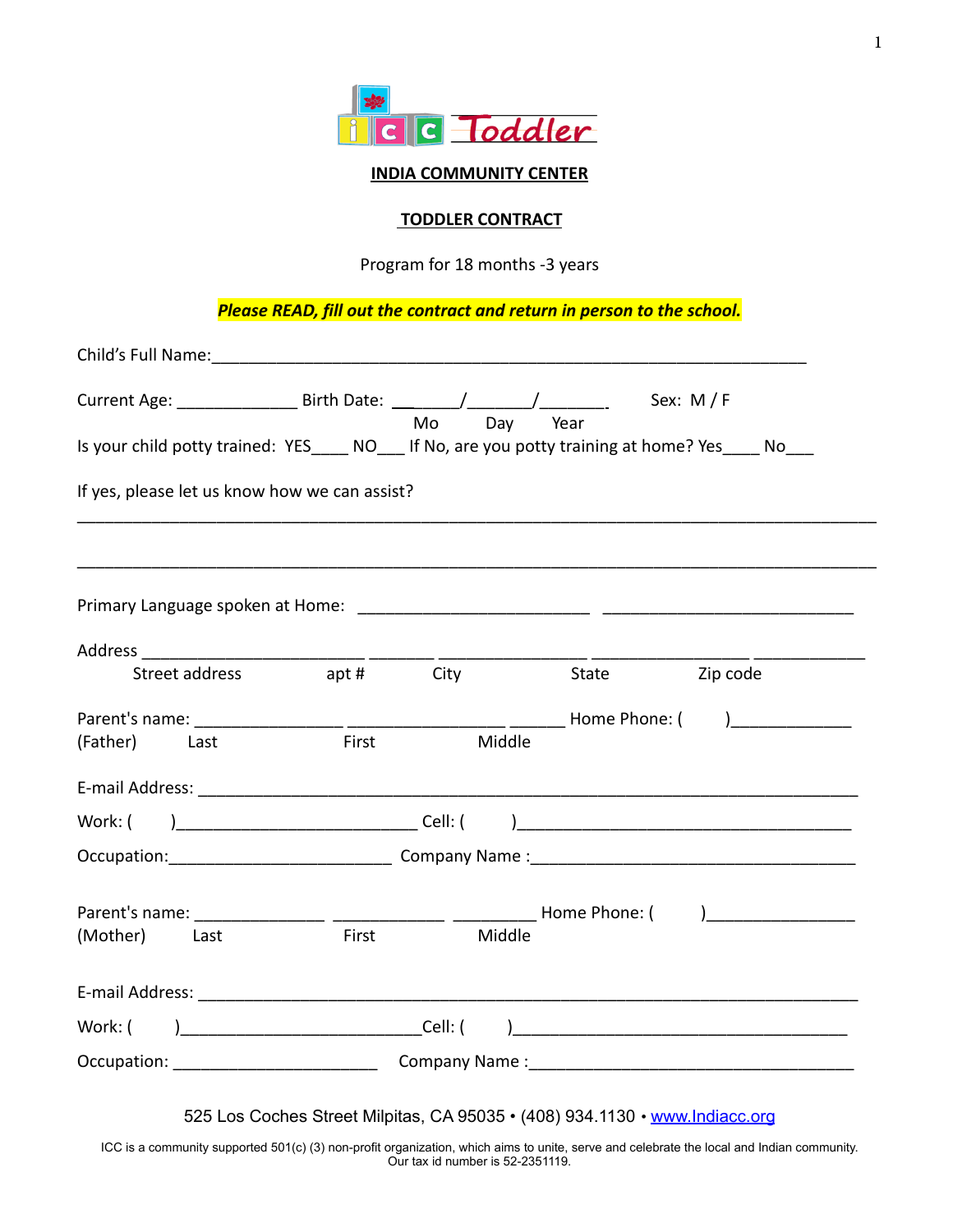# INDIA COMMUNITY CENTER

## TODDLER CONTRACT

Program for 18 months -3 years

***Please READ, fill out the contract and return in person to the school.***

Child's Full Name:_________________________________________________________________

Current Age: _____________ Birth Date: _______/_______/_______. Sex: M / F
Mo Day Year

Is your child potty trained: YES____ NO___ If No, are you potty training at home? Yes____ No___

If yes, please let us know how we can assist?

_____________________________________________________________________________

_____________________________________________________________________________

Primary Language spoken at Home: _________________________ ___________________________

Address _________________________ _______ _______________ _________________ ____________
Street address apt # City State Zip code

Parent's name: ________________ _________________ ______ Home Phone: ( )_____________
(Father) Last First Middle

E-mail Address: ____________________________________________________________________

Work: ( )__________________________ Cell: ( )____________________________________

Occupation:________________________ Company Name :__________________________________

Parent's name: ______________ _____________ _________ Home Phone: ( )________________
(Mother) Last First Middle

E-mail Address: ____________________________________________________________________

Work: ( )__________________________Cell: ( )____________________________________

Occupation: ______________________ Company Name :__________________________________

525 Los Coches Street Milpitas, CA 95035 • (408) 934.1130 • www.Indiacc.org

ICC is a community supported 501(c) (3) non-profit organization, which aims to unite, serve and celebrate the local and Indian community. Our tax id number is 52-2351119.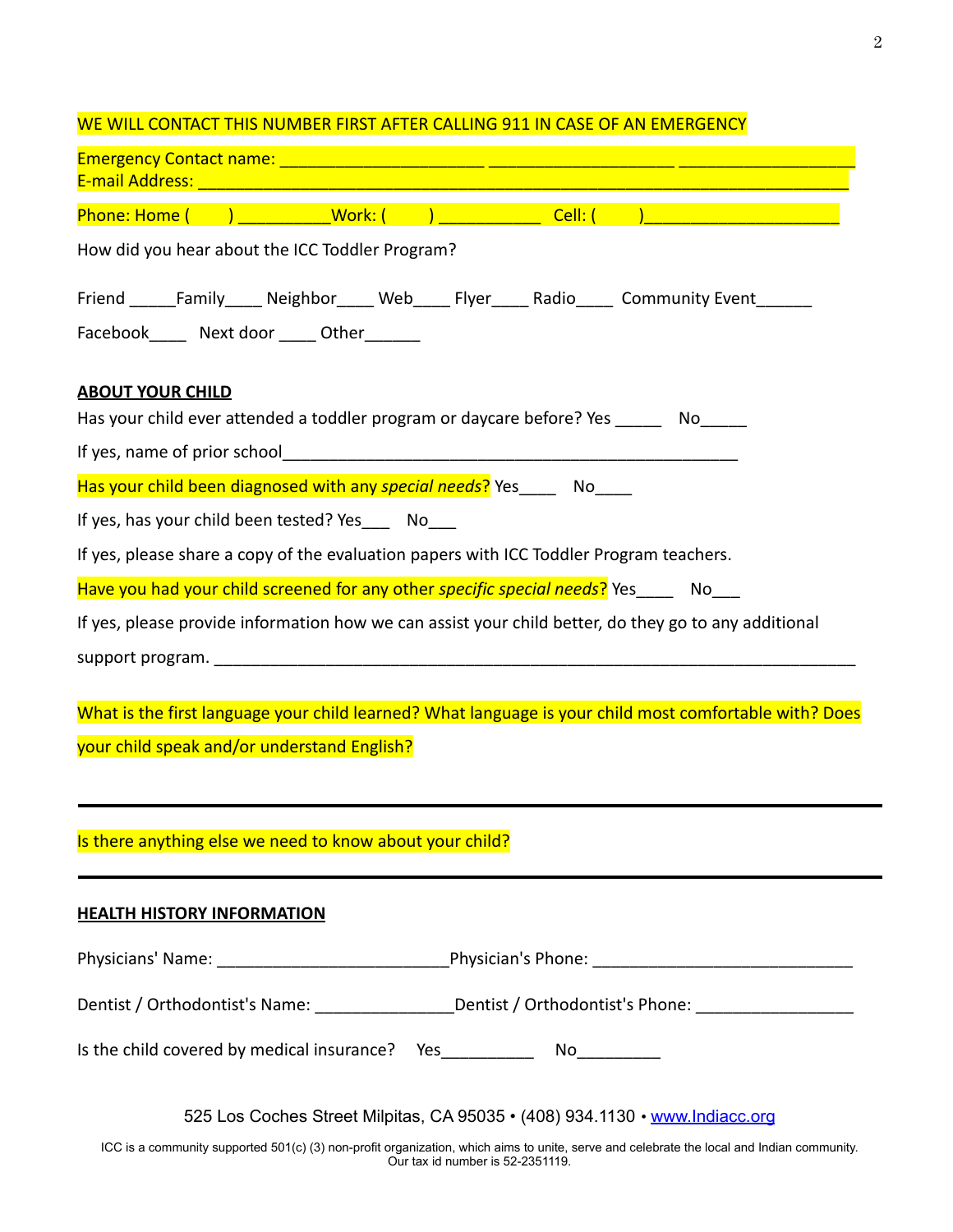WE WILL CONTACT THIS NUMBER FIRST AFTER CALLING 911 IN CASE OF AN EMERGENCY

Emergency Contact name: ______________________ ____________________ ___________________
E-mail Address: ______________________________________________________________________

Phone: Home (      ) __________Work: (      ) ___________ Cell: (      )____________________

How did you hear about the ICC Toddler Program?

Friend _____Family____ Neighbor____ Web____ Flyer____ Radio____ Community Event______

Facebook____ Next door ____ Other______

**ABOUT YOUR CHILD**

Has your child ever attended a toddler program or daycare before? Yes _____ No_____

If yes, name of prior school__________________________________________________

Has your child been diagnosed with any *special needs*? Yes____ No____

If yes, has your child been tested? Yes___ No___

If yes, please share a copy of the evaluation papers with ICC Toddler Program teachers.

Have you had your child screened for any other *specific special needs*? Yes____ No___

If yes, please provide information how we can assist your child better, do they go to any additional support program. ______________________________________________________________________

What is the first language your child learned? What language is your child most comfortable with? Does your child speak and/or understand English?

---

Is there anything else we need to know about your child?

---

**HEALTH HISTORY INFORMATION**

Physicians' Name: _________________________Physician's Phone: ____________________________

Dentist / Orthodontist's Name: _______________Dentist / Orthodontist's Phone: _________________

Is the child covered by medical insurance? Yes__________ No_________

525 Los Coches Street Milpitas, CA 95035 • (408) 934.1130 • www.Indiacc.org

ICC is a community supported 501(c) (3) non-profit organization, which aims to unite, serve and celebrate the local and Indian community. Our tax id number is 52-2351119.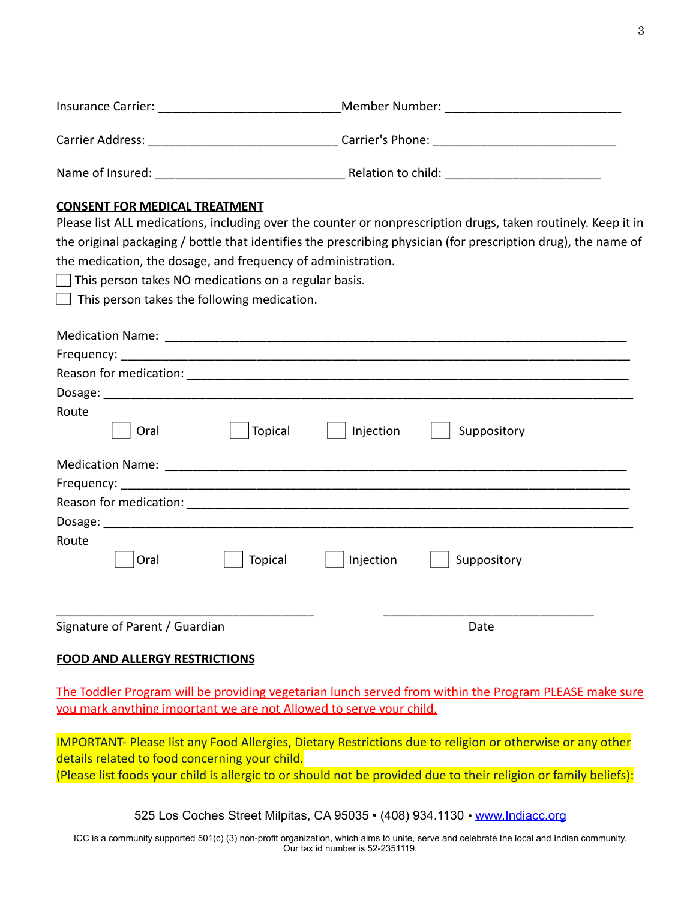Insurance Carrier: ___________________________ Member Number: __________________________

Carrier Address: ____________________________ Carrier's Phone: ___________________________

Name of Insured: ____________________________ Relation to child: _______________________

**CONSENT FOR MEDICAL TREATMENT**

Please list ALL medications, including over the counter or nonprescription drugs, taken routinely. Keep it in the original packaging / bottle that identifies the prescribing physician (for prescription drug), the name of the medication, the dosage, and frequency of administration.

☐ This person takes NO medications on a regular basis.

☐ This person takes the following medication.

Medication Name: ___________________________________________________________________

Frequency: ________________________________________________________________________

Reason for medication: ______________________________________________________________

Dosage: ___________________________________________________________________________

Route

☐ Oral ☐ Topical ☐ Injection ☐ Suppository

Medication Name: ___________________________________________________________________

Frequency: ________________________________________________________________________

Reason for medication: ______________________________________________________________

Dosage: ___________________________________________________________________________

Route

☐ Oral ☐ Topical ☐ Injection ☐ Suppository

_______________________________________ _______________________________

Signature of Parent / Guardian Date

**FOOD AND ALLERGY RESTRICTIONS**

The Toddler Program will be providing vegetarian lunch served from within the Program PLEASE make sure you mark anything important we are not Allowed to serve your child.

IMPORTANT- Please list any Food Allergies, Dietary Restrictions due to religion or otherwise or any other details related to food concerning your child.
(Please list foods your child is allergic to or should not be provided due to their religion or family beliefs):

525 Los Coches Street Milpitas, CA 95035 • (408) 934.1130 • www.Indiacc.org

ICC is a community supported 501(c) (3) non-profit organization, which aims to unite, serve and celebrate the local and Indian community. Our tax id number is 52-2351119.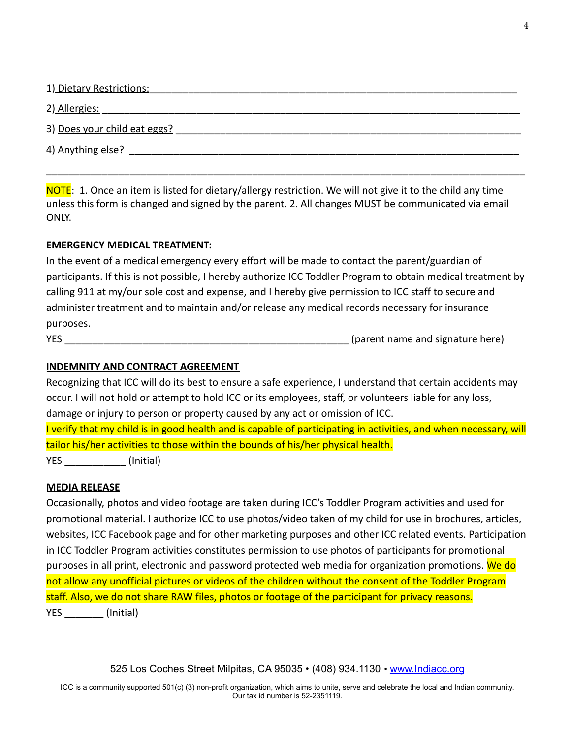1) Dietary Restrictions:___________________________________________________________________

2) Allergies: ___________________________________________________________________________

3) Does your child eat eggs? _____________________________________________________________

4) Anything else? _______________________________________________________________________

______________________________________________________________________________________

NOTE: 1. Once an item is listed for dietary/allergy restriction. We will not give it to the child any time unless this form is changed and signed by the parent. 2. All changes MUST be communicated via email ONLY.

**EMERGENCY MEDICAL TREATMENT:**

In the event of a medical emergency every effort will be made to contact the parent/guardian of participants. If this is not possible, I hereby authorize ICC Toddler Program to obtain medical treatment by calling 911 at my/our sole cost and expense, and I hereby give permission to ICC staff to secure and administer treatment and to maintain and/or release any medical records necessary for insurance purposes.

YES ____________________________________________________ (parent name and signature here)

**INDEMNITY AND CONTRACT AGREEMENT**

Recognizing that ICC will do its best to ensure a safe experience, I understand that certain accidents may occur. I will not hold or attempt to hold ICC or its employees, staff, or volunteers liable for any loss, damage or injury to person or property caused by any act or omission of ICC.

I verify that my child is in good health and is capable of participating in activities, and when necessary, will tailor his/her activities to those within the bounds of his/her physical health.

YES ___________ (Initial)

**MEDIA RELEASE**

Occasionally, photos and video footage are taken during ICC's Toddler Program activities and used for promotional material. I authorize ICC to use photos/video taken of my child for use in brochures, articles, websites, ICC Facebook page and for other marketing purposes and other ICC related events. Participation in ICC Toddler Program activities constitutes permission to use photos of participants for promotional purposes in all print, electronic and password protected web media for organization promotions. We do not allow any unofficial pictures or videos of the children without the consent of the Toddler Program staff. Also, we do not share RAW files, photos or footage of the participant for privacy reasons.

YES _______ (Initial)

525 Los Coches Street Milpitas, CA 95035 • (408) 934.1130 • www.Indiacc.org

ICC is a community supported 501(c) (3) non-profit organization, which aims to unite, serve and celebrate the local and Indian community. Our tax id number is 52-2351119.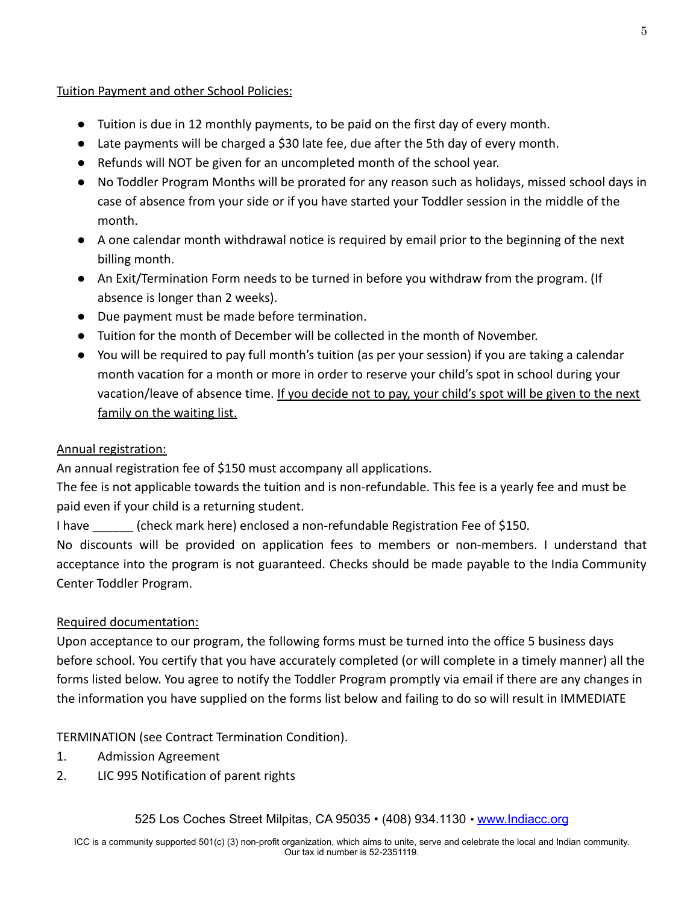Tuition Payment and other School Policies:

- Tuition is due in 12 monthly payments, to be paid on the first day of every month.
- Late payments will be charged a $30 late fee, due after the 5th day of every month.
- Refunds will NOT be given for an uncompleted month of the school year.
- No Toddler Program Months will be prorated for any reason such as holidays, missed school days in case of absence from your side or if you have started your Toddler session in the middle of the month.
- A one calendar month withdrawal notice is required by email prior to the beginning of the next billing month.
- An Exit/Termination Form needs to be turned in before you withdraw from the program. (If absence is longer than 2 weeks).
- Due payment must be made before termination.
- Tuition for the month of December will be collected in the month of November.
- You will be required to pay full month's tuition (as per your session) if you are taking a calendar month vacation for a month or more in order to reserve your child's spot in school during your vacation/leave of absence time. If you decide not to pay, your child's spot will be given to the next family on the waiting list.

Annual registration:

An annual registration fee of $150 must accompany all applications.
The fee is not applicable towards the tuition and is non-refundable. This fee is a yearly fee and must be paid even if your child is a returning student.
I have ______ (check mark here) enclosed a non-refundable Registration Fee of $150.
No discounts will be provided on application fees to members or non-members. I understand that acceptance into the program is not guaranteed. Checks should be made payable to the India Community Center Toddler Program.

Required documentation:

Upon acceptance to our program, the following forms must be turned into the office 5 business days before school. You certify that you have accurately completed (or will complete in a timely manner) all the forms listed below. You agree to notify the Toddler Program promptly via email if there are any changes in the information you have supplied on the forms list below and failing to do so will result in IMMEDIATE

TERMINATION (see Contract Termination Condition).

1. Admission Agreement
2. LIC 995 Notification of parent rights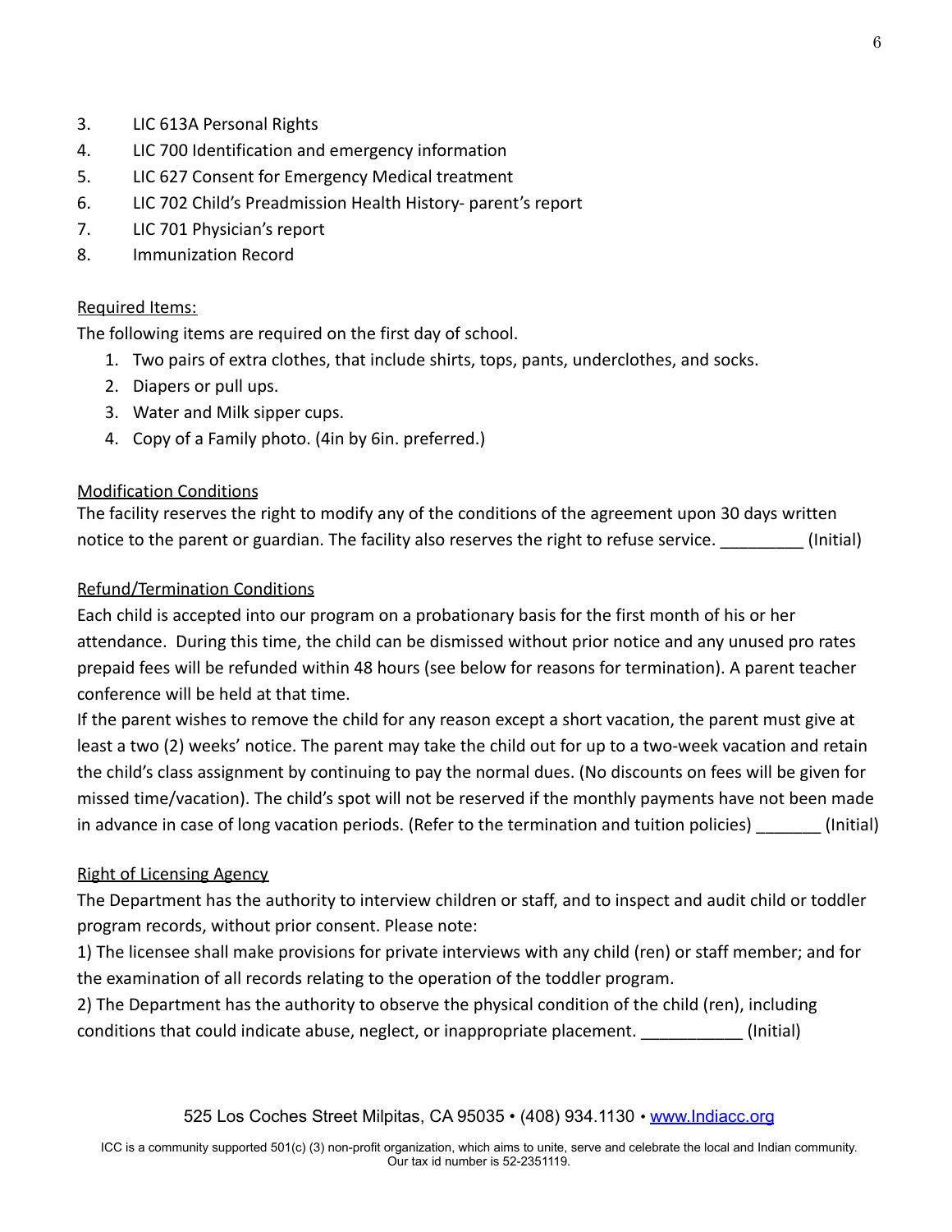3. LIC 613A Personal Rights
4. LIC 700 Identification and emergency information
5. LIC 627 Consent for Emergency Medical treatment
6. LIC 702 Child's Preadmission Health History- parent's report
7. LIC 701 Physician's report
8. Immunization Record

<u>Required Items:</u>

The following items are required on the first day of school.

1. Two pairs of extra clothes, that include shirts, tops, pants, underclothes, and socks.
2. Diapers or pull ups.
3. Water and Milk sipper cups.
4. Copy of a Family photo. (4in by 6in. preferred.)

<u>Modification Conditions</u>

The facility reserves the right to modify any of the conditions of the agreement upon 30 days written notice to the parent or guardian. The facility also reserves the right to refuse service. _________ (Initial)

<u>Refund/Termination Conditions</u>

Each child is accepted into our program on a probationary basis for the first month of his or her attendance. During this time, the child can be dismissed without prior notice and any unused pro rates prepaid fees will be refunded within 48 hours (see below for reasons for termination). A parent teacher conference will be held at that time.

If the parent wishes to remove the child for any reason except a short vacation, the parent must give at least a two (2) weeks' notice. The parent may take the child out for up to a two-week vacation and retain the child's class assignment by continuing to pay the normal dues. (No discounts on fees will be given for missed time/vacation). The child's spot will not be reserved if the monthly payments have not been made in advance in case of long vacation periods. (Refer to the termination and tuition policies) _______ (Initial)

<u>Right of Licensing Agency</u>

The Department has the authority to interview children or staff, and to inspect and audit child or toddler program records, without prior consent. Please note:

1) The licensee shall make provisions for private interviews with any child (ren) or staff member; and for the examination of all records relating to the operation of the toddler program.

2) The Department has the authority to observe the physical condition of the child (ren), including conditions that could indicate abuse, neglect, or inappropriate placement. ___________ (Initial)

525 Los Coches Street Milpitas, CA 95035 • (408) 934.1130 • www.Indiacc.org

ICC is a community supported 501(c) (3) non-profit organization, which aims to unite, serve and celebrate the local and Indian community. Our tax id number is 52-2351119.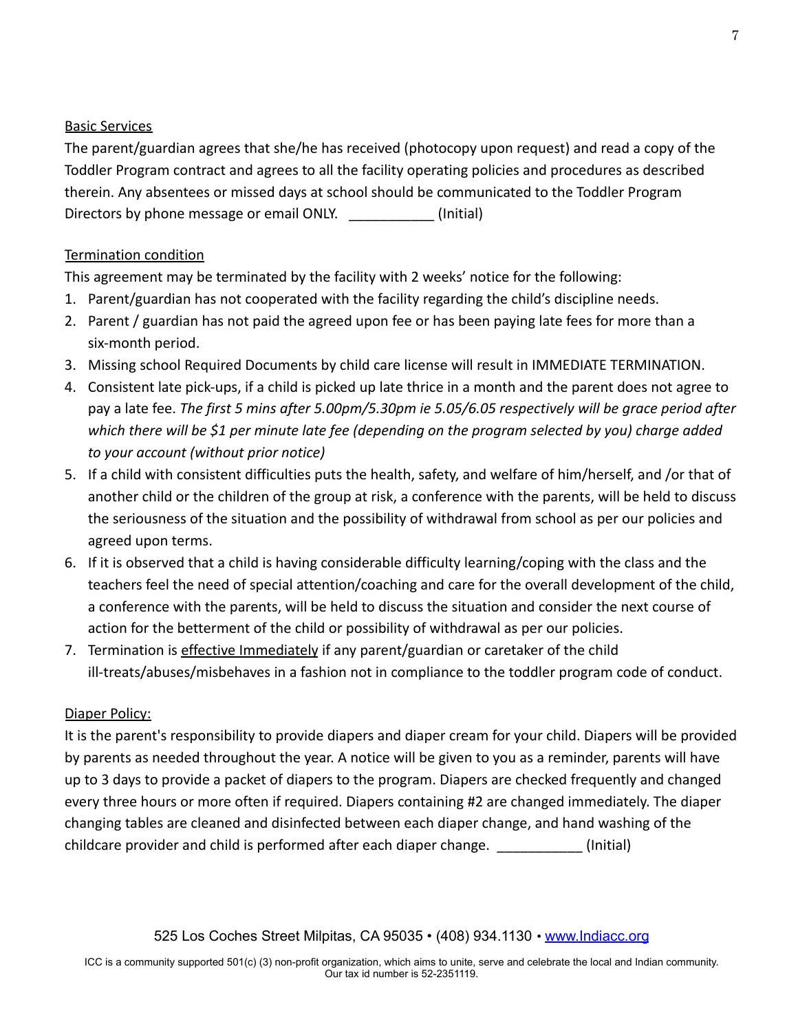Basic Services

The parent/guardian agrees that she/he has received (photocopy upon request) and read a copy of the Toddler Program contract and agrees to all the facility operating policies and procedures as described therein. Any absentees or missed days at school should be communicated to the Toddler Program Directors by phone message or email ONLY. ___________ (Initial)

Termination condition

This agreement may be terminated by the facility with 2 weeks' notice for the following:

1. Parent/guardian has not cooperated with the facility regarding the child's discipline needs.
2. Parent / guardian has not paid the agreed upon fee or has been paying late fees for more than a six-month period.
3. Missing school Required Documents by child care license will result in IMMEDIATE TERMINATION.
4. Consistent late pick-ups, if a child is picked up late thrice in a month and the parent does not agree to pay a late fee. *The first 5 mins after 5.00pm/5.30pm ie 5.05/6.05 respectively will be grace period after which there will be $1 per minute late fee (depending on the program selected by you) charge added to your account (without prior notice)*
5. If a child with consistent difficulties puts the health, safety, and welfare of him/herself, and /or that of another child or the children of the group at risk, a conference with the parents, will be held to discuss the seriousness of the situation and the possibility of withdrawal from school as per our policies and agreed upon terms.
6. If it is observed that a child is having considerable difficulty learning/coping with the class and the teachers feel the need of special attention/coaching and care for the overall development of the child, a conference with the parents, will be held to discuss the situation and consider the next course of action for the betterment of the child or possibility of withdrawal as per our policies.
7. Termination is effective Immediately if any parent/guardian or caretaker of the child ill-treats/abuses/misbehaves in a fashion not in compliance to the toddler program code of conduct.

Diaper Policy:

It is the parent's responsibility to provide diapers and diaper cream for your child. Diapers will be provided by parents as needed throughout the year. A notice will be given to you as a reminder, parents will have up to 3 days to provide a packet of diapers to the program. Diapers are checked frequently and changed every three hours or more often if required. Diapers containing #2 are changed immediately. The diaper changing tables are cleaned and disinfected between each diaper change, and hand washing of the childcare provider and child is performed after each diaper change. ___________ (Initial)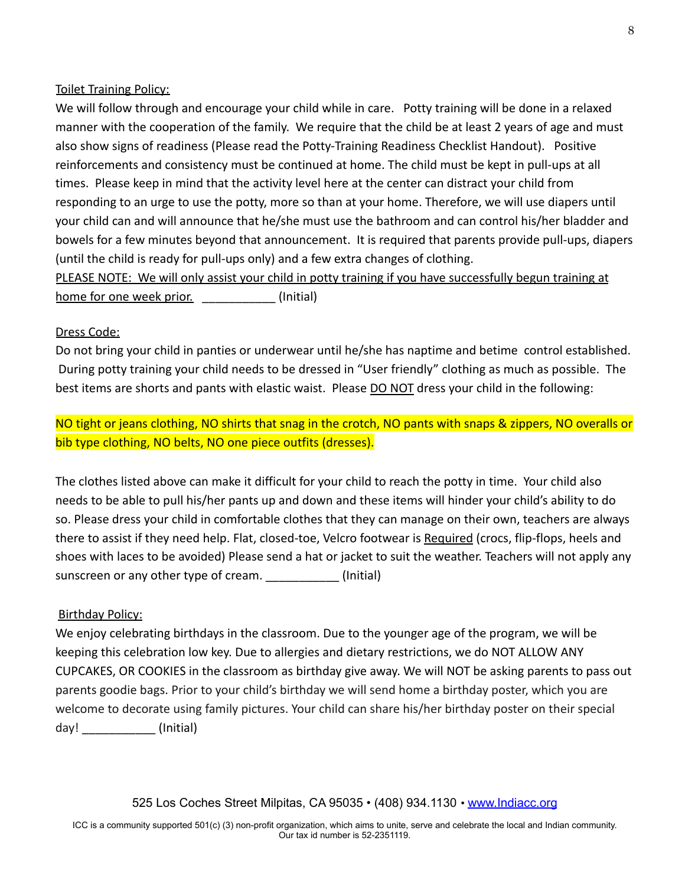## Toilet Training Policy:

We will follow through and encourage your child while in care. Potty training will be done in a relaxed manner with the cooperation of the family. We require that the child be at least 2 years of age and must also show signs of readiness (Please read the Potty-Training Readiness Checklist Handout). Positive reinforcements and consistency must be continued at home. The child must be kept in pull-ups at all times. Please keep in mind that the activity level here at the center can distract your child from responding to an urge to use the potty, more so than at your home. Therefore, we will use diapers until your child can and will announce that he/she must use the bathroom and can control his/her bladder and bowels for a few minutes beyond that announcement. It is required that parents provide pull-ups, diapers (until the child is ready for pull-ups only) and a few extra changes of clothing.

PLEASE NOTE: We will only assist your child in potty training if you have successfully begun training at home for one week prior. ___________ (Initial)

## Dress Code:

Do not bring your child in panties or underwear until he/she has naptime and betime control established. During potty training your child needs to be dressed in "User friendly" clothing as much as possible. The best items are shorts and pants with elastic waist. Please DO NOT dress your child in the following:

NO tight or jeans clothing, NO shirts that snag in the crotch, NO pants with snaps & zippers, NO overalls or bib type clothing, NO belts, NO one piece outfits (dresses).

The clothes listed above can make it difficult for your child to reach the potty in time. Your child also needs to be able to pull his/her pants up and down and these items will hinder your child's ability to do so. Please dress your child in comfortable clothes that they can manage on their own, teachers are always there to assist if they need help. Flat, closed-toe, Velcro footwear is Required (crocs, flip-flops, heels and shoes with laces to be avoided) Please send a hat or jacket to suit the weather. Teachers will not apply any sunscreen or any other type of cream. ___________ (Initial)

## Birthday Policy:

We enjoy celebrating birthdays in the classroom. Due to the younger age of the program, we will be keeping this celebration low key. Due to allergies and dietary restrictions, we do NOT ALLOW ANY CUPCAKES, OR COOKIES in the classroom as birthday give away. We will NOT be asking parents to pass out parents goodie bags. Prior to your child's birthday we will send home a birthday poster, which you are welcome to decorate using family pictures. Your child can share his/her birthday poster on their special day! ___________ (Initial)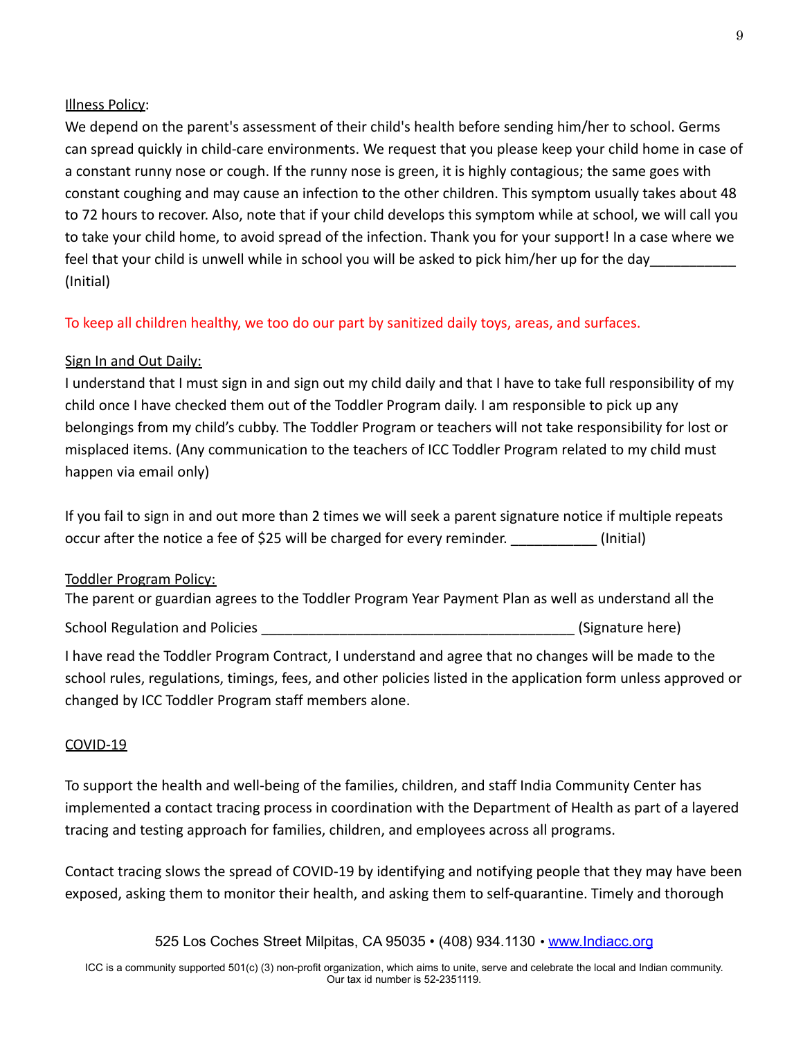Illness Policy:

We depend on the parent's assessment of their child's health before sending him/her to school. Germs can spread quickly in child-care environments. We request that you please keep your child home in case of a constant runny nose or cough. If the runny nose is green, it is highly contagious; the same goes with constant coughing and may cause an infection to the other children. This symptom usually takes about 48 to 72 hours to recover. Also, note that if your child develops this symptom while at school, we will call you to take your child home, to avoid spread of the infection. Thank you for your support! In a case where we feel that your child is unwell while in school you will be asked to pick him/her up for the day___________ (Initial)

To keep all children healthy, we too do our part by sanitized daily toys, areas, and surfaces.

Sign In and Out Daily:

I understand that I must sign in and sign out my child daily and that I have to take full responsibility of my child once I have checked them out of the Toddler Program daily. I am responsible to pick up any belongings from my child's cubby. The Toddler Program or teachers will not take responsibility for lost or misplaced items. (Any communication to the teachers of ICC Toddler Program related to my child must happen via email only)

If you fail to sign in and out more than 2 times we will seek a parent signature notice if multiple repeats occur after the notice a fee of $25 will be charged for every reminder. ___________ (Initial)

Toddler Program Policy:

The parent or guardian agrees to the Toddler Program Year Payment Plan as well as understand all the School Regulation and Policies ________________________________________ (Signature here)

I have read the Toddler Program Contract, I understand and agree that no changes will be made to the school rules, regulations, timings, fees, and other policies listed in the application form unless approved or changed by ICC Toddler Program staff members alone.

COVID-19

To support the health and well-being of the families, children, and staff India Community Center has implemented a contact tracing process in coordination with the Department of Health as part of a layered tracing and testing approach for families, children, and employees across all programs.

Contact tracing slows the spread of COVID-19 by identifying and notifying people that they may have been exposed, asking them to monitor their health, and asking them to self-quarantine. Timely and thorough

525 Los Coches Street Milpitas, CA 95035 • (408) 934.1130 • www.Indiacc.org

ICC is a community supported 501(c) (3) non-profit organization, which aims to unite, serve and celebrate the local and Indian community. Our tax id number is 52-2351119.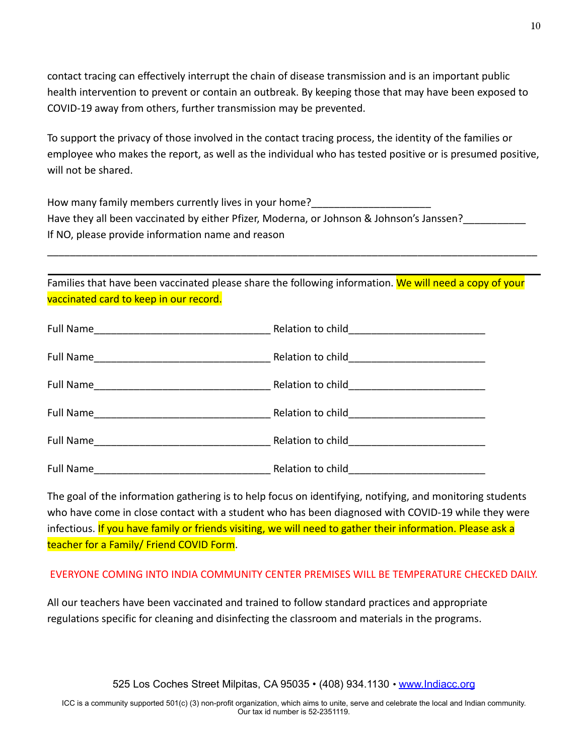contact tracing can effectively interrupt the chain of disease transmission and is an important public health intervention to prevent or contain an outbreak. By keeping those that may have been exposed to COVID-19 away from others, further transmission may be prevented.

To support the privacy of those involved in the contact tracing process, the identity of the families or employee who makes the report, as well as the individual who has tested positive or is presumed positive, will not be shared.

How many family members currently lives in your home?____________________
Have they all been vaccinated by either Pfizer, Moderna, or Johnson & Johnson's Janssen?__________
If NO, please provide information name and reason

______________________________________________________________________________

---

Families that have been vaccinated please share the following information. We will need a copy of your vaccinated card to keep in our record.

Full Name_______________________________ Relation to child________________________

Full Name_______________________________ Relation to child________________________

Full Name_______________________________ Relation to child________________________

Full Name_______________________________ Relation to child________________________

Full Name_______________________________ Relation to child________________________

Full Name_______________________________ Relation to child________________________

The goal of the information gathering is to help focus on identifying, notifying, and monitoring students who have come in close contact with a student who has been diagnosed with COVID-19 while they were infectious. If you have family or friends visiting, we will need to gather their information. Please ask a teacher for a Family/ Friend COVID Form.

EVERYONE COMING INTO INDIA COMMUNITY CENTER PREMISES WILL BE TEMPERATURE CHECKED DAILY.

All our teachers have been vaccinated and trained to follow standard practices and appropriate regulations specific for cleaning and disinfecting the classroom and materials in the programs.

525 Los Coches Street Milpitas, CA 95035 • (408) 934.1130 • www.Indiacc.org

ICC is a community supported 501(c) (3) non-profit organization, which aims to unite, serve and celebrate the local and Indian community. Our tax id number is 52-2351119.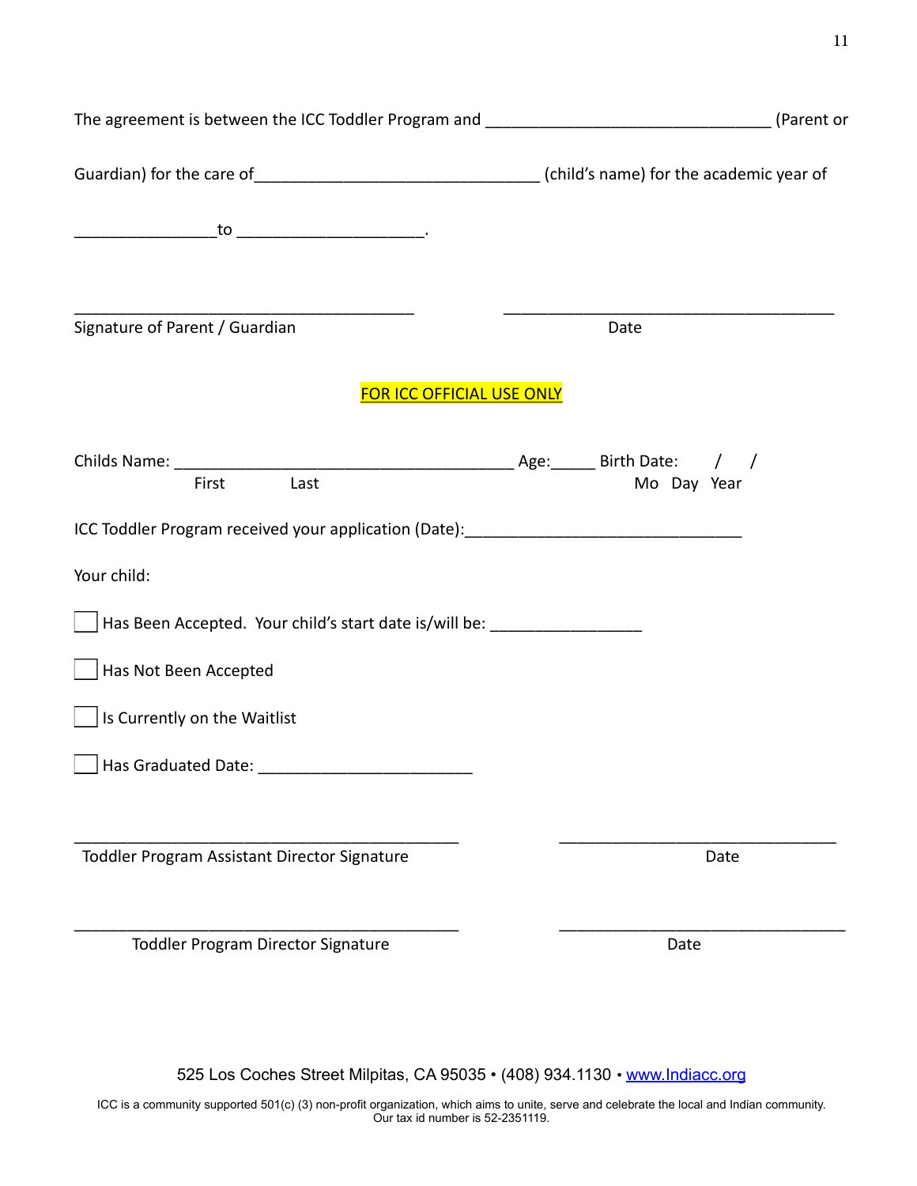The agreement is between the ICC Toddler Program and ________________________________ (Parent or Guardian) for the care of________________________________ (child's name) for the academic year of

________________to ____________________.

________________________________________ ________________________________________

Signature of Parent / Guardian Date

FOR ICC OFFICIAL USE ONLY

Childs Name: ________________________________________ Age:_____ Birth Date: / /

First Last Mo Day Year

ICC Toddler Program received your application (Date):______________________________

Your child:

☐ Has Been Accepted. Your child's start date is/will be: ________________

☐ Has Not Been Accepted

☐ Is Currently on the Waitlist

☐ Has Graduated Date: ________________________

________________________________________ ________________________________

Toddler Program Assistant Director Signature Date

________________________________________ ________________________________

Toddler Program Director Signature Date

525 Los Coches Street Milpitas, CA 95035 • (408) 934.1130 • www.Indiacc.org

ICC is a community supported 501(c) (3) non-profit organization, which aims to unite, serve and celebrate the local and Indian community. Our tax id number is 52-2351119.